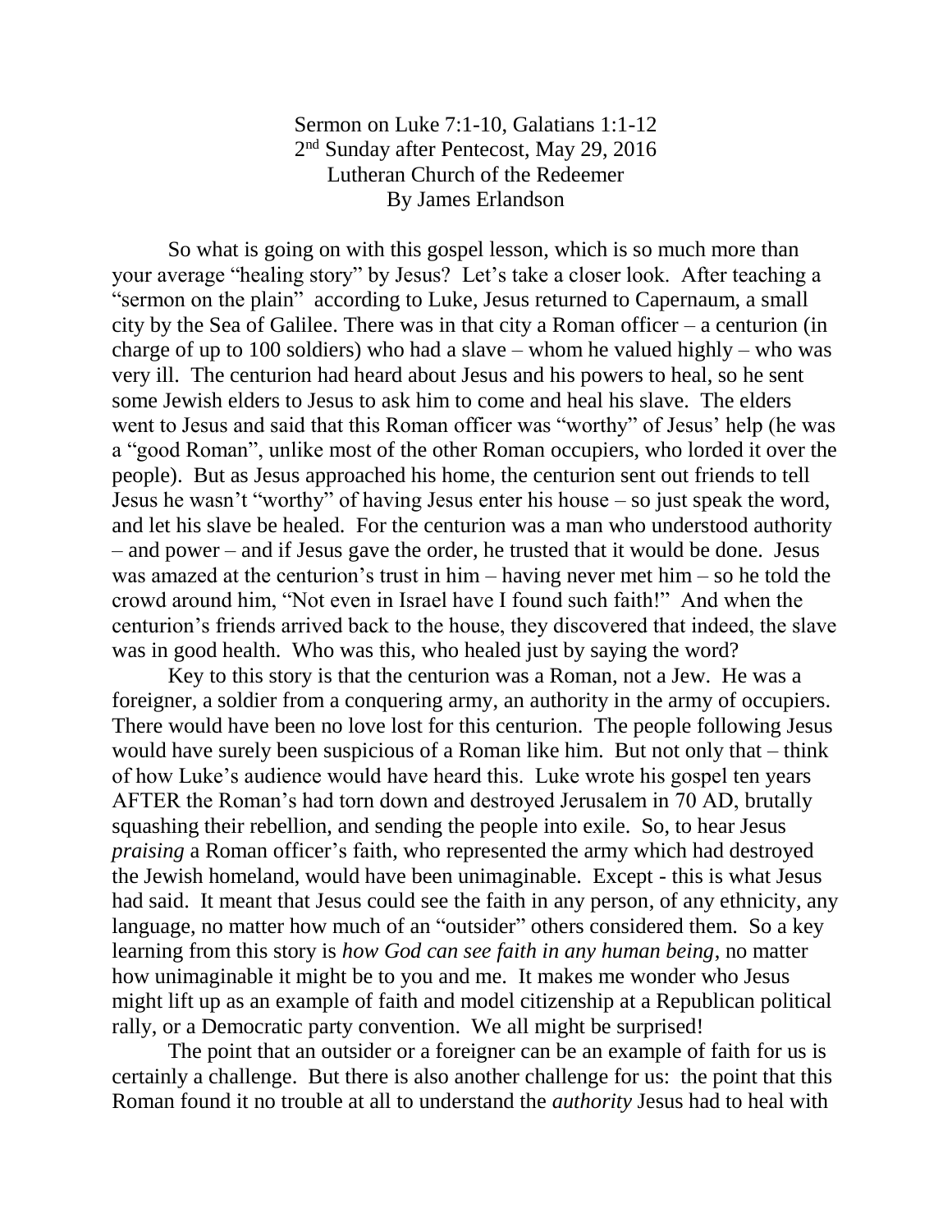Sermon on Luke 7:1-10, Galatians 1:1-12
2nd Sunday after Pentecost, May 29, 2016
Lutheran Church of the Redeemer
By James Erlandson

So what is going on with this gospel lesson, which is so much more than your average "healing story" by Jesus? Let's take a closer look. After teaching a "sermon on the plain" according to Luke, Jesus returned to Capernaum, a small city by the Sea of Galilee. There was in that city a Roman officer – a centurion (in charge of up to 100 soldiers) who had a slave – whom he valued highly – who was very ill. The centurion had heard about Jesus and his powers to heal, so he sent some Jewish elders to Jesus to ask him to come and heal his slave. The elders went to Jesus and said that this Roman officer was "worthy" of Jesus' help (he was a "good Roman", unlike most of the other Roman occupiers, who lorded it over the people). But as Jesus approached his home, the centurion sent out friends to tell Jesus he wasn't "worthy" of having Jesus enter his house – so just speak the word, and let his slave be healed. For the centurion was a man who understood authority – and power – and if Jesus gave the order, he trusted that it would be done. Jesus was amazed at the centurion's trust in him – having never met him – so he told the crowd around him, "Not even in Israel have I found such faith!" And when the centurion's friends arrived back to the house, they discovered that indeed, the slave was in good health. Who was this, who healed just by saying the word?

Key to this story is that the centurion was a Roman, not a Jew. He was a foreigner, a soldier from a conquering army, an authority in the army of occupiers. There would have been no love lost for this centurion. The people following Jesus would have surely been suspicious of a Roman like him. But not only that – think of how Luke's audience would have heard this. Luke wrote his gospel ten years AFTER the Roman's had torn down and destroyed Jerusalem in 70 AD, brutally squashing their rebellion, and sending the people into exile. So, to hear Jesus *praising* a Roman officer's faith, who represented the army which had destroyed the Jewish homeland, would have been unimaginable. Except - this is what Jesus had said. It meant that Jesus could see the faith in any person, of any ethnicity, any language, no matter how much of an "outsider" others considered them. So a key learning from this story is *how God can see faith in any human being*, no matter how unimaginable it might be to you and me. It makes me wonder who Jesus might lift up as an example of faith and model citizenship at a Republican political rally, or a Democratic party convention. We all might be surprised!

The point that an outsider or a foreigner can be an example of faith for us is certainly a challenge. But there is also another challenge for us: the point that this Roman found it no trouble at all to understand the *authority* Jesus had to heal with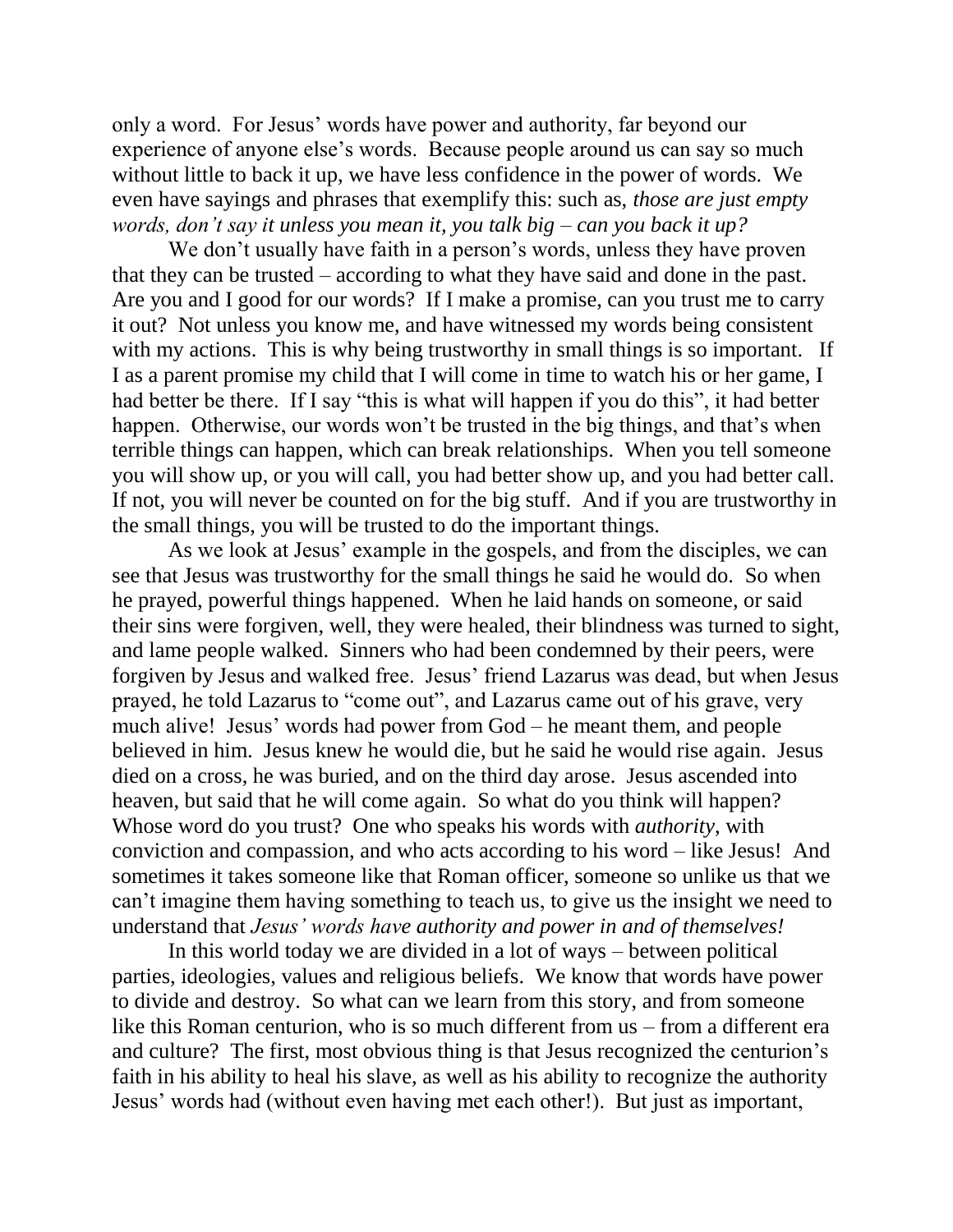only a word. For Jesus' words have power and authority, far beyond our experience of anyone else's words. Because people around us can say so much without little to back it up, we have less confidence in the power of words. We even have sayings and phrases that exemplify this: such as, *those are just empty words, don't say it unless you mean it, you talk big – can you back it up?*

We don't usually have faith in a person's words, unless they have proven that they can be trusted – according to what they have said and done in the past. Are you and I good for our words? If I make a promise, can you trust me to carry it out? Not unless you know me, and have witnessed my words being consistent with my actions. This is why being trustworthy in small things is so important. If I as a parent promise my child that I will come in time to watch his or her game, I had better be there. If I say "this is what will happen if you do this", it had better happen. Otherwise, our words won't be trusted in the big things, and that's when terrible things can happen, which can break relationships. When you tell someone you will show up, or you will call, you had better show up, and you had better call. If not, you will never be counted on for the big stuff. And if you are trustworthy in the small things, you will be trusted to do the important things.

As we look at Jesus' example in the gospels, and from the disciples, we can see that Jesus was trustworthy for the small things he said he would do. So when he prayed, powerful things happened. When he laid hands on someone, or said their sins were forgiven, well, they were healed, their blindness was turned to sight, and lame people walked. Sinners who had been condemned by their peers, were forgiven by Jesus and walked free. Jesus' friend Lazarus was dead, but when Jesus prayed, he told Lazarus to "come out", and Lazarus came out of his grave, very much alive! Jesus' words had power from God – he meant them, and people believed in him. Jesus knew he would die, but he said he would rise again. Jesus died on a cross, he was buried, and on the third day arose. Jesus ascended into heaven, but said that he will come again. So what do you think will happen? Whose word do you trust? One who speaks his words with *authority*, with conviction and compassion, and who acts according to his word – like Jesus! And sometimes it takes someone like that Roman officer, someone so unlike us that we can't imagine them having something to teach us, to give us the insight we need to understand that *Jesus' words have authority and power in and of themselves!*

In this world today we are divided in a lot of ways – between political parties, ideologies, values and religious beliefs. We know that words have power to divide and destroy. So what can we learn from this story, and from someone like this Roman centurion, who is so much different from us – from a different era and culture? The first, most obvious thing is that Jesus recognized the centurion's faith in his ability to heal his slave, as well as his ability to recognize the authority Jesus' words had (without even having met each other!). But just as important,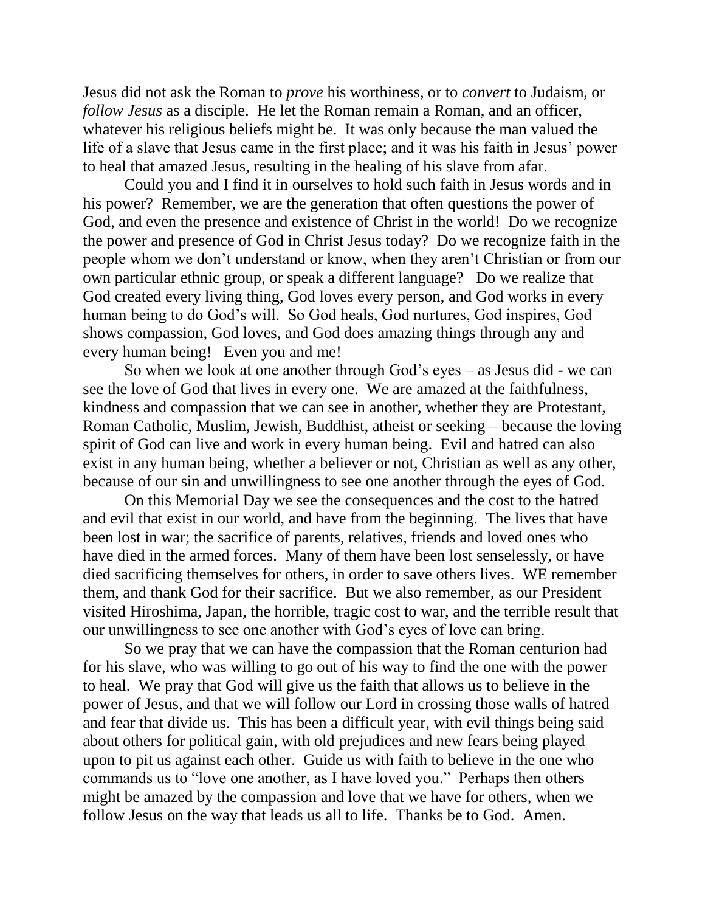Jesus did not ask the Roman to *prove* his worthiness, or to *convert* to Judaism, or *follow Jesus* as a disciple. He let the Roman remain a Roman, and an officer, whatever his religious beliefs might be. It was only because the man valued the life of a slave that Jesus came in the first place; and it was his faith in Jesus' power to heal that amazed Jesus, resulting in the healing of his slave from afar.

Could you and I find it in ourselves to hold such faith in Jesus words and in his power? Remember, we are the generation that often questions the power of God, and even the presence and existence of Christ in the world! Do we recognize the power and presence of God in Christ Jesus today? Do we recognize faith in the people whom we don't understand or know, when they aren't Christian or from our own particular ethnic group, or speak a different language? Do we realize that God created every living thing, God loves every person, and God works in every human being to do God's will. So God heals, God nurtures, God inspires, God shows compassion, God loves, and God does amazing things through any and every human being! Even you and me!

So when we look at one another through God's eyes – as Jesus did - we can see the love of God that lives in every one. We are amazed at the faithfulness, kindness and compassion that we can see in another, whether they are Protestant, Roman Catholic, Muslim, Jewish, Buddhist, atheist or seeking – because the loving spirit of God can live and work in every human being. Evil and hatred can also exist in any human being, whether a believer or not, Christian as well as any other, because of our sin and unwillingness to see one another through the eyes of God.

On this Memorial Day we see the consequences and the cost to the hatred and evil that exist in our world, and have from the beginning. The lives that have been lost in war; the sacrifice of parents, relatives, friends and loved ones who have died in the armed forces. Many of them have been lost senselessly, or have died sacrificing themselves for others, in order to save others lives. WE remember them, and thank God for their sacrifice. But we also remember, as our President visited Hiroshima, Japan, the horrible, tragic cost to war, and the terrible result that our unwillingness to see one another with God's eyes of love can bring.

So we pray that we can have the compassion that the Roman centurion had for his slave, who was willing to go out of his way to find the one with the power to heal. We pray that God will give us the faith that allows us to believe in the power of Jesus, and that we will follow our Lord in crossing those walls of hatred and fear that divide us. This has been a difficult year, with evil things being said about others for political gain, with old prejudices and new fears being played upon to pit us against each other. Guide us with faith to believe in the one who commands us to "love one another, as I have loved you." Perhaps then others might be amazed by the compassion and love that we have for others, when we follow Jesus on the way that leads us all to life. Thanks be to God. Amen.